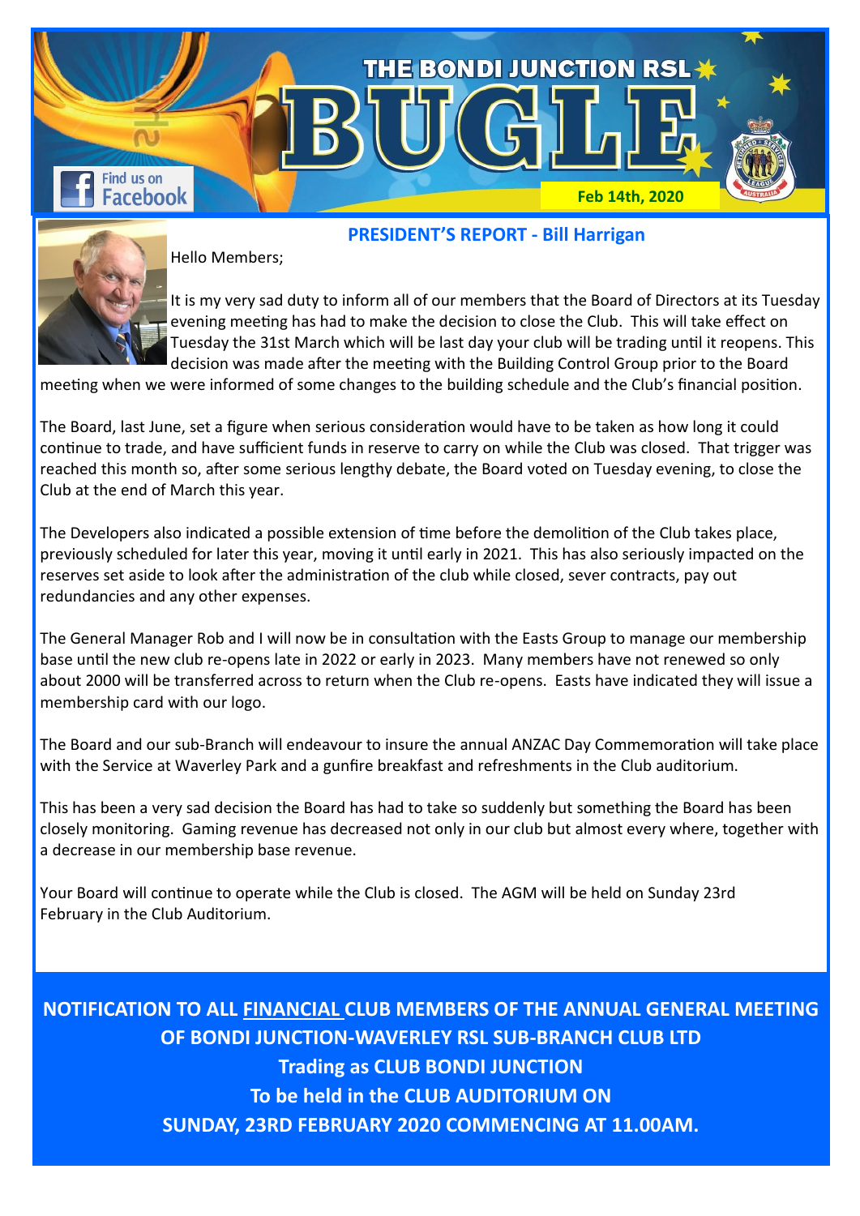# THE BONDI JUNCTION RSL BUGLE

Find us on Facebook

Feb 14th, 2020

## PRESIDENT'S REPORT - Bill Harrigan

Hello Members;

It is my very sad duty to inform all of our members that the Board of Directors at its Tuesday evening meeting has had to make the decision to close the Club. This will take effect on Tuesday the 31st March which will be last day your club will be trading until it reopens. This decision was made after the meeting with the Building Control Group prior to the Board meeting when we were informed of some changes to the building schedule and the Club's financial position.

The Board, last June, set a figure when serious consideration would have to be taken as how long it could continue to trade, and have sufficient funds in reserve to carry on while the Club was closed. That trigger was reached this month so, after some serious lengthy debate, the Board voted on Tuesday evening, to close the Club at the end of March this year.

The Developers also indicated a possible extension of time before the demolition of the Club takes place, previously scheduled for later this year, moving it until early in 2021. This has also seriously impacted on the reserves set aside to look after the administration of the club while closed, sever contracts, pay out redundancies and any other expenses.

The General Manager Rob and I will now be in consultation with the Easts Group to manage our membership base until the new club re-opens late in 2022 or early in 2023. Many members have not renewed so only about 2000 will be transferred across to return when the Club re-opens. Easts have indicated they will issue a membership card with our logo.

The Board and our sub-Branch will endeavour to insure the annual ANZAC Day Commemoration will take place with the Service at Waverley Park and a gunfire breakfast and refreshments in the Club auditorium.

This has been a very sad decision the Board has had to take so suddenly but something the Board has been closely monitoring. Gaming revenue has decreased not only in our club but almost every where, together with a decrease in our membership base revenue.

Your Board will continue to operate while the Club is closed. The AGM will be held on Sunday 23rd February in the Club Auditorium.

**NOTIFICATION TO ALL FINANCIAL CLUB MEMBERS OF THE ANNUAL GENERAL MEETING OF BONDI JUNCTION-WAVERLEY RSL SUB-BRANCH CLUB LTD**
**Trading as CLUB BONDI JUNCTION**
**To be held in the CLUB AUDITORIUM ON**
**SUNDAY, 23RD FEBRUARY 2020 COMMENCING AT 11.00AM.**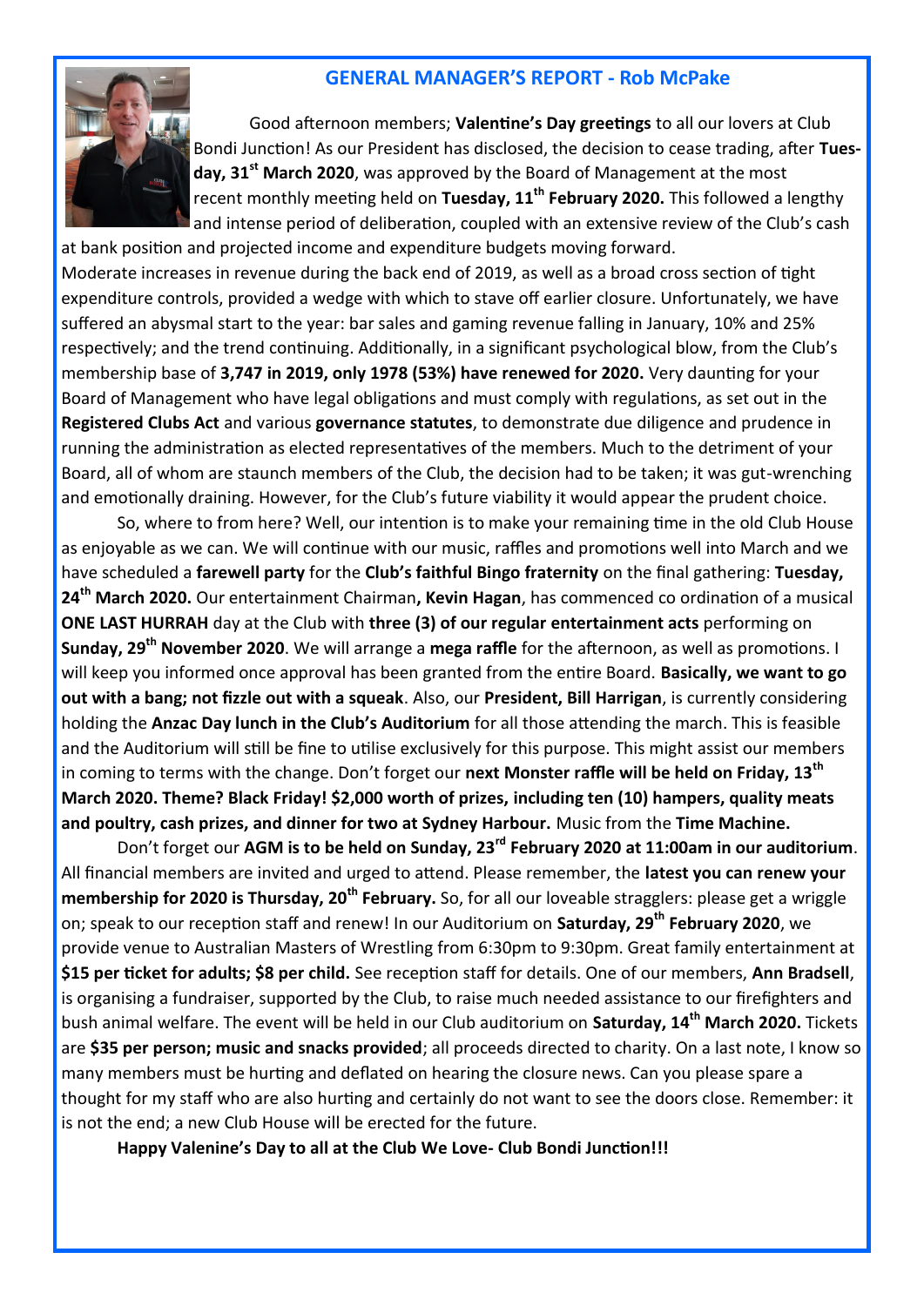## GENERAL MANAGER'S REPORT - Rob McPake

Good afternoon members; **Valentine's Day greetings** to all our lovers at Club Bondi Junction! As our President has disclosed, the decision to cease trading, after **Tuesday, 31st March 2020**, was approved by the Board of Management at the most recent monthly meeting held on **Tuesday, 11th February 2020.** This followed a lengthy and intense period of deliberation, coupled with an extensive review of the Club's cash at bank position and projected income and expenditure budgets moving forward.
Moderate increases in revenue during the back end of 2019, as well as a broad cross section of tight expenditure controls, provided a wedge with which to stave off earlier closure. Unfortunately, we have suffered an abysmal start to the year: bar sales and gaming revenue falling in January, 10% and 25% respectively; and the trend continuing. Additionally, in a significant psychological blow, from the Club's membership base of **3,747 in 2019, only 1978 (53%) have renewed for 2020.** Very daunting for your Board of Management who have legal obligations and must comply with regulations, as set out in the **Registered Clubs Act** and various **governance statutes**, to demonstrate due diligence and prudence in running the administration as elected representatives of the members. Much to the detriment of your Board, all of whom are staunch members of the Club, the decision had to be taken; it was gut-wrenching and emotionally draining. However, for the Club's future viability it would appear the prudent choice.

So, where to from here? Well, our intention is to make your remaining time in the old Club House as enjoyable as we can. We will continue with our music, raffles and promotions well into March and we have scheduled a **farewell party** for the **Club's faithful Bingo fraternity** on the final gathering: **Tuesday, 24th March 2020.** Our entertainment Chairman**, Kevin Hagan**, has commenced co ordination of a musical **ONE LAST HURRAH** day at the Club with **three (3) of our regular entertainment acts** performing on **Sunday, 29th November 2020**. We will arrange a **mega raffle** for the afternoon, as well as promotions. I will keep you informed once approval has been granted from the entire Board. **Basically, we want to go out with a bang; not fizzle out with a squeak**. Also, our **President, Bill Harrigan**, is currently considering holding the **Anzac Day lunch in the Club's Auditorium** for all those attending the march. This is feasible and the Auditorium will still be fine to utilise exclusively for this purpose. This might assist our members in coming to terms with the change. Don't forget our **next Monster raffle will be held on Friday, 13th March 2020. Theme? Black Friday! $2,000 worth of prizes, including ten (10) hampers, quality meats and poultry, cash prizes, and dinner for two at Sydney Harbour.** Music from the **Time Machine.**

Don't forget our **AGM is to be held on Sunday, 23rd February 2020 at 11:00am in our auditorium**. All financial members are invited and urged to attend. Please remember, the **latest you can renew your membership for 2020 is Thursday, 20th February.** So, for all our loveable stragglers: please get a wriggle on; speak to our reception staff and renew! In our Auditorium on **Saturday, 29th February 2020**, we provide venue to Australian Masters of Wrestling from 6:30pm to 9:30pm. Great family entertainment at **$15 per ticket for adults; $8 per child.** See reception staff for details. One of our members, **Ann Bradsell**, is organising a fundraiser, supported by the Club, to raise much needed assistance to our firefighters and bush animal welfare. The event will be held in our Club auditorium on **Saturday, 14th March 2020.** Tickets are **$35 per person; music and snacks provided**; all proceeds directed to charity. On a last note, I know so many members must be hurting and deflated on hearing the closure news. Can you please spare a thought for my staff who are also hurting and certainly do not want to see the doors close. Remember: it is not the end; a new Club House will be erected for the future.

**Happy Valenine's Day to all at the Club We Love- Club Bondi Junction!!!**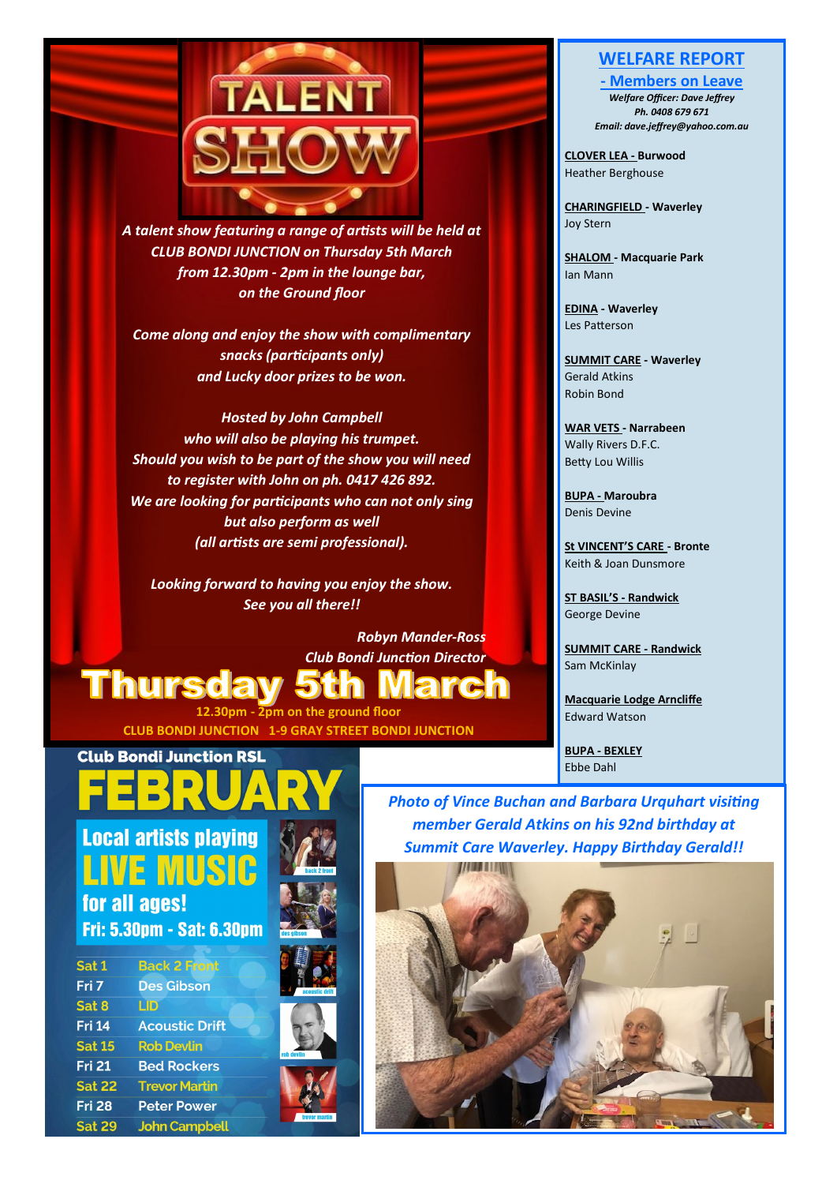# TALENT SHOW

*A talent show featuring a range of artists will be held at CLUB BONDI JUNCTION on Thursday 5th March from 12.30pm - 2pm in the lounge bar, on the Ground floor*

*Come along and enjoy the show with complimentary snacks (participants only) and Lucky door prizes to be won.*

*Hosted by John Campbell who will also be playing his trumpet. Should you wish to be part of the show you will need to register with John on ph. 0417 426 892. We are looking for participants who can not only sing but also perform as well (all artists are semi professional).*

*Looking forward to having you enjoy the show. See you all there!!*

*Robyn Mander-Ross*
*Club Bondi Junction Director*

## Thursday 5th March

**12.30pm - 2pm on the ground floor**
**CLUB BONDI JUNCTION 1-9 GRAY STREET BONDI JUNCTION**

## Club Bondi Junction RSL FEBRUARY

**Local artists playing LIVE MUSIC for all ages!**
**Fri: 5.30pm - Sat: 6.30pm**

| | |
|---|---|
| Sat 1 | Back 2 Front |
| Fri 7 | Des Gibson |
| Sat 8 | LID |
| Fri 14 | Acoustic Drift |
| Sat 15 | Rob Devlin |
| Fri 21 | Bed Rockers |
| Sat 22 | Trevor Martin |
| Fri 28 | Peter Power |
| Sat 29 | John Campbell |

## WELFARE REPORT - Members on Leave

*Welfare Officer: Dave Jeffrey*
*Ph. 0408 679 671*
*Email: dave.jeffrey@yahoo.com.au*

**CLOVER LEA - Burwood**
Heather Berghouse

**CHARINGFIELD - Waverley**
Joy Stern

**SHALOM - Macquarie Park**
Ian Mann

**EDINA - Waverley**
Les Patterson

**SUMMIT CARE - Waverley**
Gerald Atkins
Robin Bond

**WAR VETS - Narrabeen**
Wally Rivers D.F.C.
Betty Lou Willis

**BUPA - Maroubra**
Denis Devine

**St VINCENT'S CARE - Bronte**
Keith & Joan Dunsmore

**ST BASIL'S - Randwick**
George Devine

**SUMMIT CARE - Randwick**
Sam McKinlay

**Macquarie Lodge Arncliffe**
Edward Watson

**BUPA - BEXLEY**
Ebbe Dahl

*Photo of Vince Buchan and Barbara Urquhart visiting member Gerald Atkins on his 92nd birthday at Summit Care Waverley. Happy Birthday Gerald!!*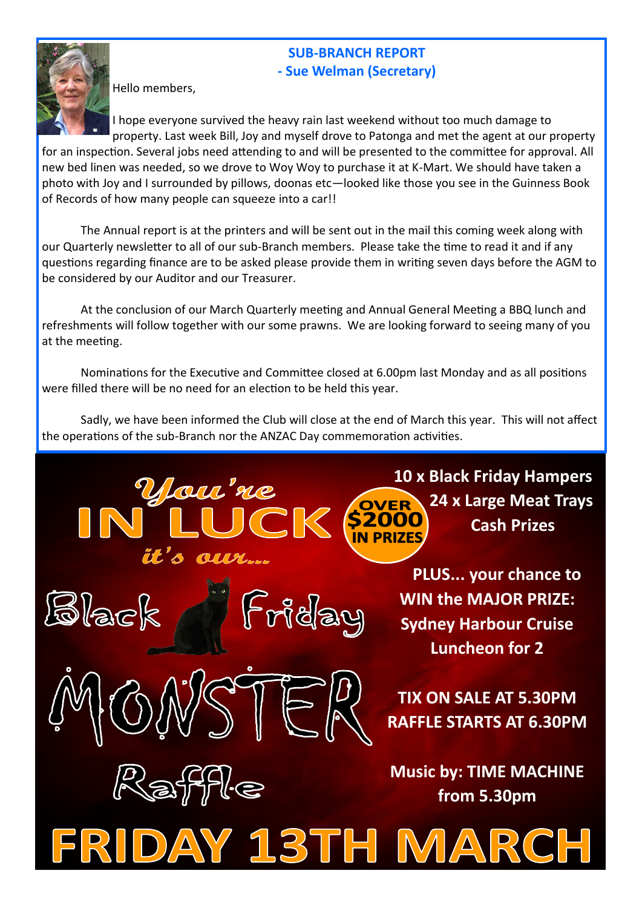## SUB-BRANCH REPORT
## - Sue Welman (Secretary)

Hello members,

I hope everyone survived the heavy rain last weekend without too much damage to property. Last week Bill, Joy and myself drove to Patonga and met the agent at our property for an inspection. Several jobs need attending to and will be presented to the committee for approval. All new bed linen was needed, so we drove to Woy Woy to purchase it at K-Mart. We should have taken a photo with Joy and I surrounded by pillows, doonas etc—looked like those you see in the Guinness Book of Records of how many people can squeeze into a car!!

The Annual report is at the printers and will be sent out in the mail this coming week along with our Quarterly newsletter to all of our sub-Branch members. Please take the time to read it and if any questions regarding finance are to be asked please provide them in writing seven days before the AGM to be considered by our Auditor and our Treasurer.

At the conclusion of our March Quarterly meeting and Annual General Meeting a BBQ lunch and refreshments will follow together with our some prawns. We are looking forward to seeing many of you at the meeting.

Nominations for the Executive and Committee closed at 6.00pm last Monday and as all positions were filled there will be no need for an election to be held this year.

Sadly, we have been informed the Club will close at the end of March this year. This will not affect the operations of the sub-Branch nor the ANZAC Day commemoration activities.

*You're* **IN LUCK** *it's our...*

**Black Friday MONSTER Raffle**

**OVER $2000 IN PRIZES**

**10 x Black Friday Hampers**
**24 x Large Meat Trays**
**Cash Prizes**

**PLUS... your chance to WIN the MAJOR PRIZE: Sydney Harbour Cruise Luncheon for 2**

**TIX ON SALE AT 5.30PM**
**RAFFLE STARTS AT 6.30PM**

**Music by: TIME MACHINE from 5.30pm**

# FRIDAY 13TH MARCH